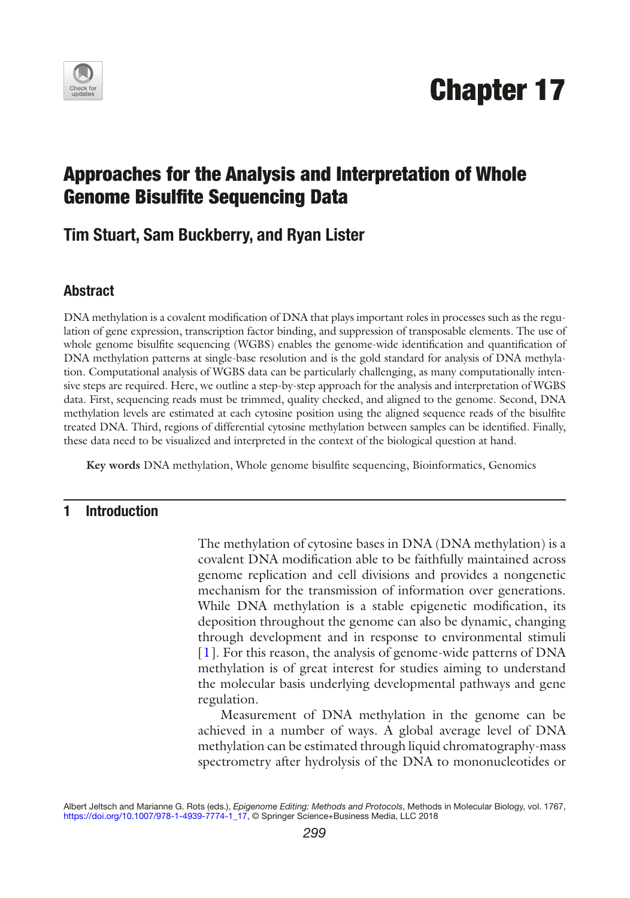# Chapter 17

## Approaches for the Analysis and Interpretation of Whole Genome Bisulfite Sequencing Data

### Tim Stuart, Sam Buckberry, and Ryan Lister

### Abstract

DNA methylation is a covalent modification of DNA that plays important roles in processes such as the regulation of gene expression, transcription factor binding, and suppression of transposable elements. The use of whole genome bisulfite sequencing (WGBS) enables the genome-wide identification and quantification of DNA methylation patterns at single-base resolution and is the gold standard for analysis of DNA methylation. Computational analysis of WGBS data can be particularly challenging, as many computationally intensive steps are required. Here, we outline a step-by-step approach for the analysis and interpretation of WGBS data. First, sequencing reads must be trimmed, quality checked, and aligned to the genome. Second, DNA methylation levels are estimated at each cytosine position using the aligned sequence reads of the bisulfite treated DNA. Third, regions of differential cytosine methylation between samples can be identified. Finally, these data need to be visualized and interpreted in the context of the biological question at hand.

**Key words** DNA methylation, Whole genome bisulfite sequencing, Bioinformatics, Genomics

## 1 Introduction

The methylation of cytosine bases in DNA (DNA methylation) is a covalent DNA modification able to be faithfully maintained across genome replication and cell divisions and provides a nongenetic mechanism for the transmission of information over generations. While DNA methylation is a stable epigenetic modification, its deposition throughout the genome can also be dynamic, changing through development and in response to environmental stimuli [1]. For this reason, the analysis of genome-wide patterns of DNA methylation is of great interest for studies aiming to understand the molecular basis underlying developmental pathways and gene regulation.

Measurement of DNA methylation in the genome can be achieved in a number of ways. A global average level of DNA methylation can be estimated through liquid chromatography-mass spectrometry after hydrolysis of the DNA to mononucleotides or

Albert Jeltsch and Marianne G. Rots (eds.), *Epigenome Editing: Methods and Protocols*, Methods in Molecular Biology, vol. 1767, https://doi.org/10.1007/978-1-4939-7774-1_17, © Springer Science+Business Media, LLC 2018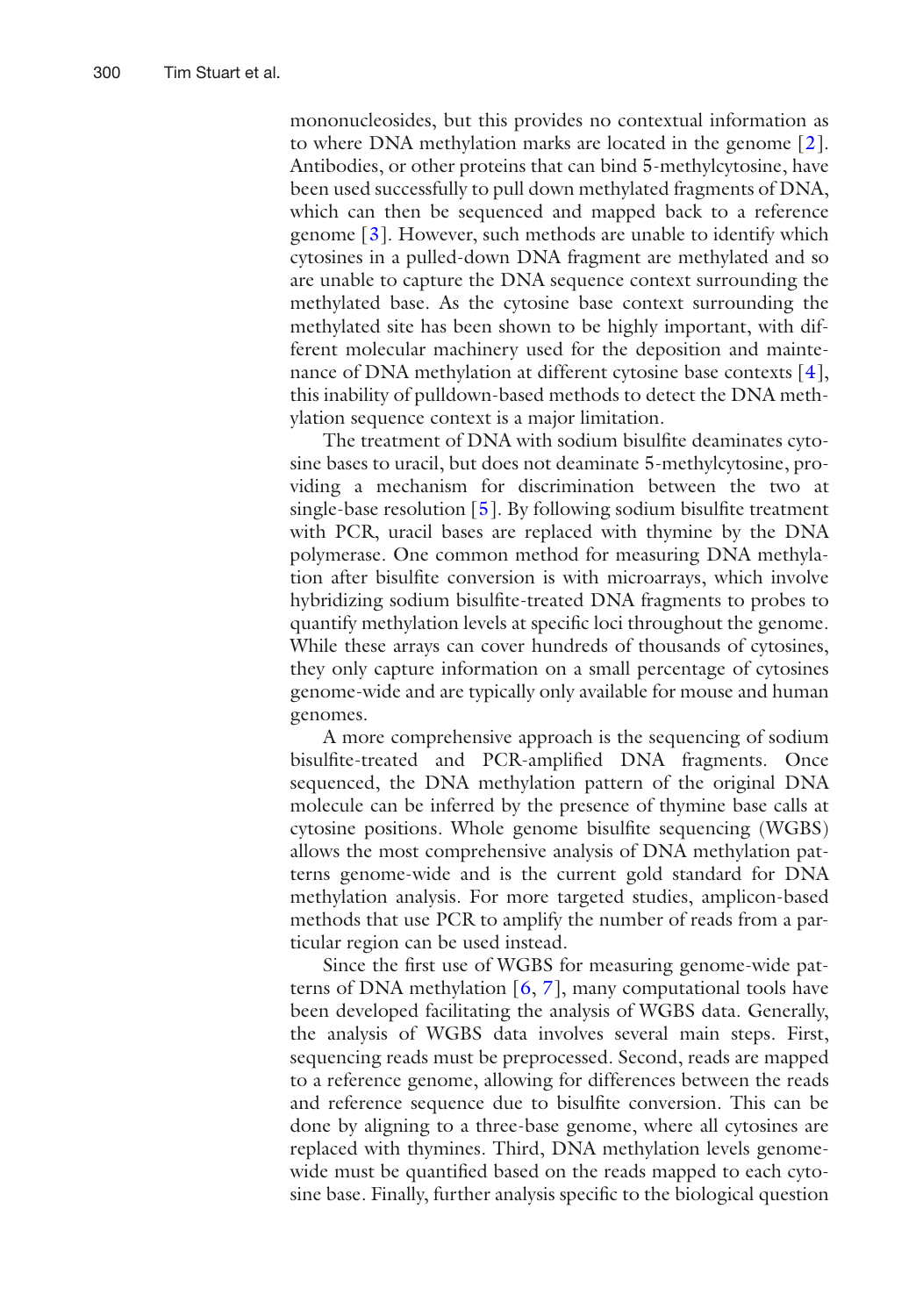mononucleosides, but this provides no contextual information as to where DNA methylation marks are located in the genome [2]. Antibodies, or other proteins that can bind 5-methylcytosine, have been used successfully to pull down methylated fragments of DNA, which can then be sequenced and mapped back to a reference genome [3]. However, such methods are unable to identify which cytosines in a pulled-down DNA fragment are methylated and so are unable to capture the DNA sequence context surrounding the methylated base. As the cytosine base context surrounding the methylated site has been shown to be highly important, with different molecular machinery used for the deposition and maintenance of DNA methylation at different cytosine base contexts [4], this inability of pulldown-based methods to detect the DNA methylation sequence context is a major limitation.

The treatment of DNA with sodium bisulfite deaminates cytosine bases to uracil, but does not deaminate 5-methylcytosine, providing a mechanism for discrimination between the two at single-base resolution [5]. By following sodium bisulfite treatment with PCR, uracil bases are replaced with thymine by the DNA polymerase. One common method for measuring DNA methylation after bisulfite conversion is with microarrays, which involve hybridizing sodium bisulfite-treated DNA fragments to probes to quantify methylation levels at specific loci throughout the genome. While these arrays can cover hundreds of thousands of cytosines, they only capture information on a small percentage of cytosines genome-wide and are typically only available for mouse and human genomes.

A more comprehensive approach is the sequencing of sodium bisulfite-treated and PCR-amplified DNA fragments. Once sequenced, the DNA methylation pattern of the original DNA molecule can be inferred by the presence of thymine base calls at cytosine positions. Whole genome bisulfite sequencing (WGBS) allows the most comprehensive analysis of DNA methylation patterns genome-wide and is the current gold standard for DNA methylation analysis. For more targeted studies, amplicon-based methods that use PCR to amplify the number of reads from a particular region can be used instead.

Since the first use of WGBS for measuring genome-wide patterns of DNA methylation [6, 7], many computational tools have been developed facilitating the analysis of WGBS data. Generally, the analysis of WGBS data involves several main steps. First, sequencing reads must be preprocessed. Second, reads are mapped to a reference genome, allowing for differences between the reads and reference sequence due to bisulfite conversion. This can be done by aligning to a three-base genome, where all cytosines are replaced with thymines. Third, DNA methylation levels genome-wide must be quantified based on the reads mapped to each cytosine base. Finally, further analysis specific to the biological question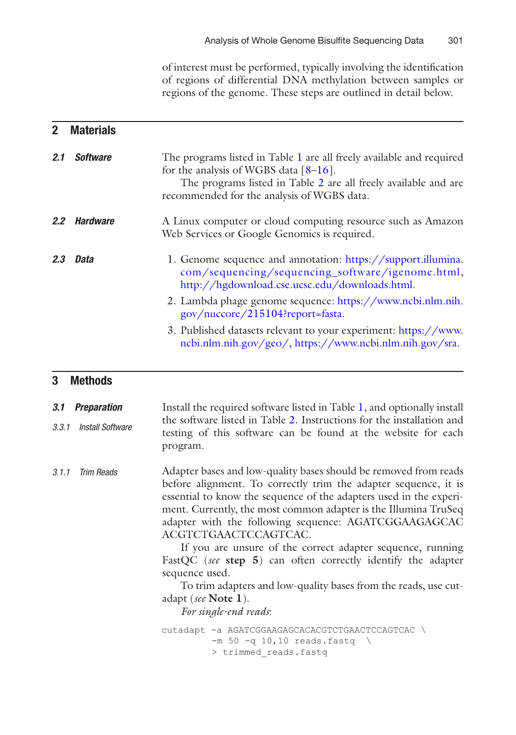of interest must be performed, typically involving the identification of regions of differential DNA methylation between samples or regions of the genome. These steps are outlined in detail below.

## 2 Materials

### 2.1 Software

The programs listed in Table 1 are all freely available and required for the analysis of WGBS data [8–16].

The programs listed in Table 2 are all freely available and are recommended for the analysis of WGBS data.

### 2.2 Hardware

A Linux computer or cloud computing resource such as Amazon Web Services or Google Genomics is required.

### 2.3 Data

1. Genome sequence and annotation: https://support.illumina.com/sequencing/sequencing_software/igenome.html, http://hgdownload.cse.ucsc.edu/downloads.html.
2. Lambda phage genome sequence: https://www.ncbi.nlm.nih.gov/nuccore/215104?report=fasta.
3. Published datasets relevant to your experiment: https://www.ncbi.nlm.nih.gov/geo/, https://www.ncbi.nlm.nih.gov/sra.

## 3 Methods

### 3.1 Preparation

#### 3.3.1 Install Software

Install the required software listed in Table 1, and optionally install the software listed in Table 2. Instructions for the installation and testing of this software can be found at the website for each program.

#### 3.1.1 Trim Reads

Adapter bases and low-quality bases should be removed from reads before alignment. To correctly trim the adapter sequence, it is essential to know the sequence of the adapters used in the experiment. Currently, the most common adapter is the Illumina TruSeq adapter with the following sequence: AGATCGGAAGAGCACACGTCTGAACTCCAGTCAC.

If you are unsure of the correct adapter sequence, running FastQC (*see* **step 5**) can often correctly identify the adapter sequence used.

To trim adapters and low-quality bases from the reads, use cutadapt (*see* **Note 1**).

*For single-end reads*:

```
cutadapt -a AGATCGGAAGAGCACACGTCTGAACTCCAGTCAC \
        -m 50 -q 10,10 reads.fastq  \
        > trimmed_reads.fastq
```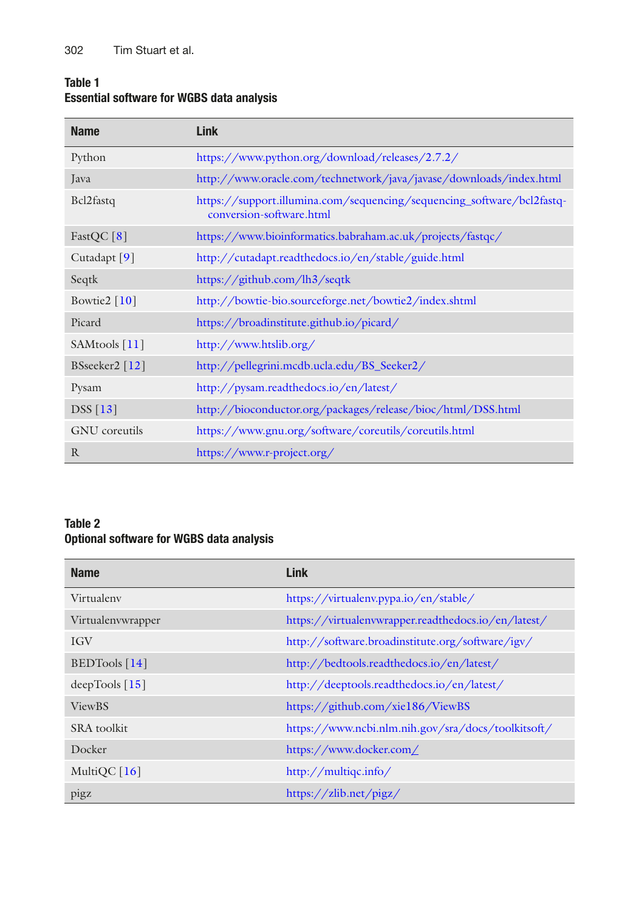**Table 1**
**Essential software for WGBS data analysis**

| Name | Link |
|---|---|
| Python | https://www.python.org/download/releases/2.7.2/ |
| Java | http://www.oracle.com/technetwork/java/javase/downloads/index.html |
| Bcl2fastq | https://support.illumina.com/sequencing/sequencing_software/bcl2fastq-conversion-software.html |
| FastQC [8] | https://www.bioinformatics.babraham.ac.uk/projects/fastqc/ |
| Cutadapt [9] | http://cutadapt.readthedocs.io/en/stable/guide.html |
| Seqtk | https://github.com/lh3/seqtk |
| Bowtie2 [10] | http://bowtie-bio.sourceforge.net/bowtie2/index.shtml |
| Picard | https://broadinstitute.github.io/picard/ |
| SAMtools [11] | http://www.htslib.org/ |
| BSseeker2 [12] | http://pellegrini.mcdb.ucla.edu/BS_Seeker2/ |
| Pysam | http://pysam.readthedocs.io/en/latest/ |
| DSS [13] | http://bioconductor.org/packages/release/bioc/html/DSS.html |
| GNU coreutils | https://www.gnu.org/software/coreutils/coreutils.html |
| R | https://www.r-project.org/ |

**Table 2**
**Optional software for WGBS data analysis**

| Name | Link |
|---|---|
| Virtualenv | https://virtualenv.pypa.io/en/stable/ |
| Virtualenvwrapper | https://virtualenvwrapper.readthedocs.io/en/latest/ |
| IGV | http://software.broadinstitute.org/software/igv/ |
| BEDTools [14] | http://bedtools.readthedocs.io/en/latest/ |
| deepTools [15] | http://deeptools.readthedocs.io/en/latest/ |
| ViewBS | https://github.com/xie186/ViewBS |
| SRA toolkit | https://www.ncbi.nlm.nih.gov/sra/docs/toolkitsoft/ |
| Docker | https://www.docker.com/ |
| MultiQC [16] | http://multiqc.info/ |
| pigz | https://zlib.net/pigz/ |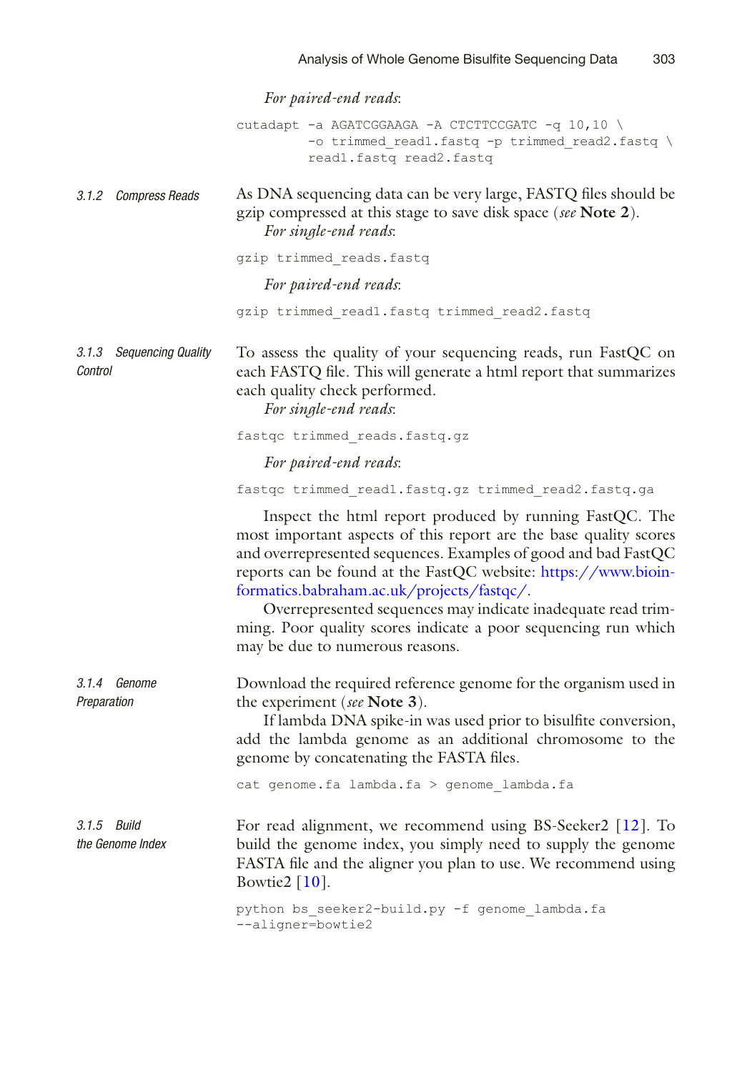*For paired-end reads*:

```
cutadapt -a AGATCGGAAGA -A CTCTTCCGATC -q 10,10 \
        -o trimmed_read1.fastq -p trimmed_read2.fastq \
        read1.fastq read2.fastq
```

#### 3.1.2 Compress Reads

As DNA sequencing data can be very large, FASTQ files should be gzip compressed at this stage to save disk space (*see* **Note 2**).

*For single-end reads*:

```
gzip trimmed_reads.fastq
```

*For paired-end reads*:

```
gzip trimmed_read1.fastq trimmed_read2.fastq
```

#### 3.1.3 Sequencing Quality Control

To assess the quality of your sequencing reads, run FastQC on each FASTQ file. This will generate a html report that summarizes each quality check performed.

*For single-end reads*:

```
fastqc trimmed_reads.fastq.gz
```

*For paired-end reads*:

```
fastqc trimmed_read1.fastq.gz trimmed_read2.fastq.ga
```

Inspect the html report produced by running FastQC. The most important aspects of this report are the base quality scores and overrepresented sequences. Examples of good and bad FastQC reports can be found at the FastQC website: https://www.bioinformatics.babraham.ac.uk/projects/fastqc/.

Overrepresented sequences may indicate inadequate read trimming. Poor quality scores indicate a poor sequencing run which may be due to numerous reasons.

#### 3.1.4 Genome Preparation

Download the required reference genome for the organism used in the experiment (*see* **Note 3**).

If lambda DNA spike-in was used prior to bisulfite conversion, add the lambda genome as an additional chromosome to the genome by concatenating the FASTA files.

```
cat genome.fa lambda.fa > genome_lambda.fa
```

#### 3.1.5 Build the Genome Index

For read alignment, we recommend using BS-Seeker2 [12]. To build the genome index, you simply need to supply the genome FASTA file and the aligner you plan to use. We recommend using Bowtie2 [10].

```
python bs_seeker2-build.py -f genome_lambda.fa
--aligner=bowtie2
```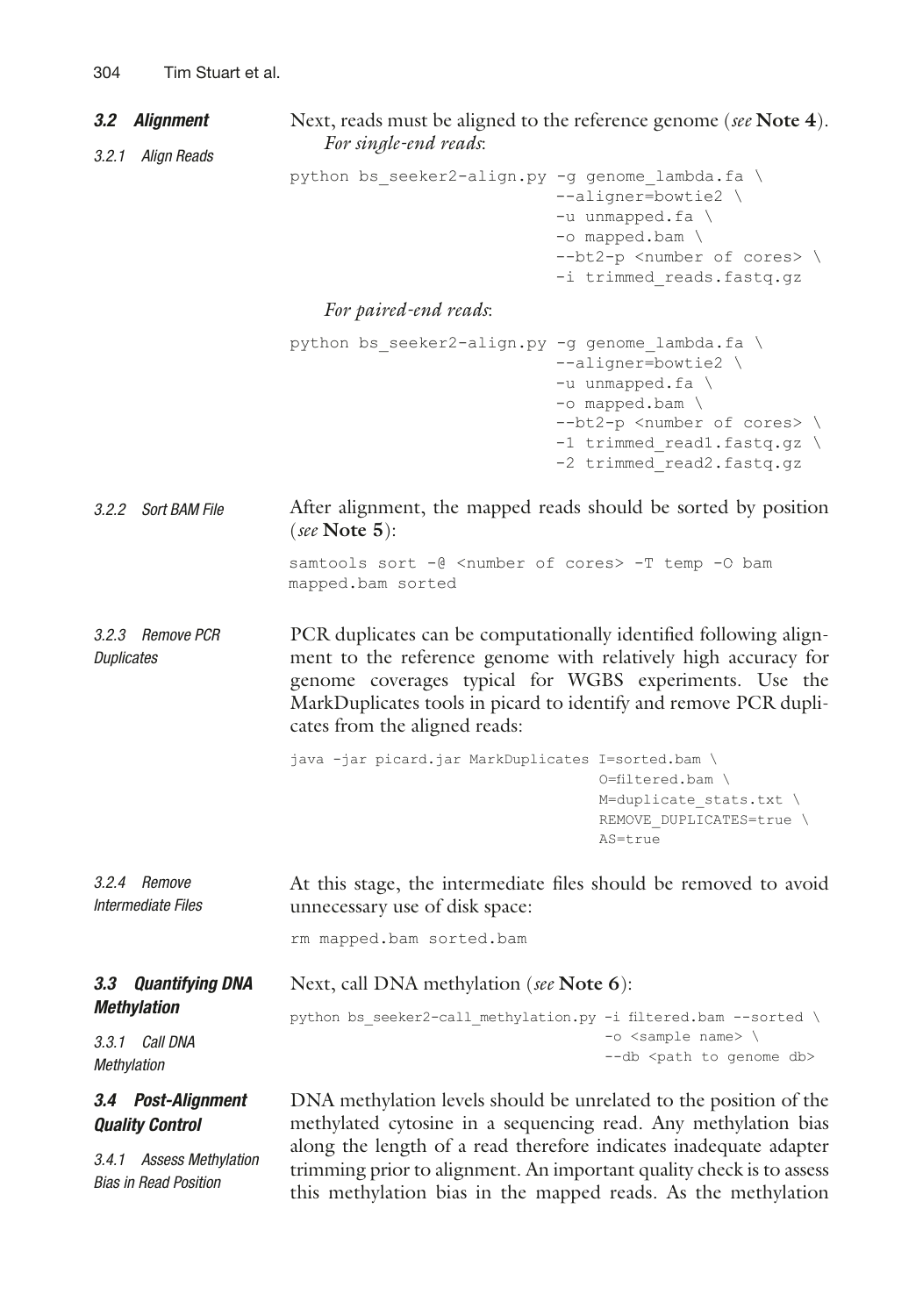### 3.2 Alignment

#### 3.2.1 Align Reads

Next, reads must be aligned to the reference genome (*see* **Note 4**).

*For single-end reads*:

```
python bs_seeker2-align.py -g genome_lambda.fa \
                           --aligner=bowtie2 \
                           -u unmapped.fa \
                           -o mapped.bam \
                           --bt2-p <number of cores> \
                           -i trimmed_reads.fastq.gz
```

*For paired-end reads*:

```
python bs_seeker2-align.py -g genome_lambda.fa \
                           --aligner=bowtie2 \
                           -u unmapped.fa \
                           -o mapped.bam \
                           --bt2-p <number of cores> \
                           -1 trimmed_read1.fastq.gz \
                           -2 trimmed_read2.fastq.gz
```

#### 3.2.2 Sort BAM File

After alignment, the mapped reads should be sorted by position (*see* **Note 5**):

```
samtools sort -@ <number of cores> -T temp -O bam
mapped.bam sorted
```

#### 3.2.3 Remove PCR Duplicates

PCR duplicates can be computationally identified following alignment to the reference genome with relatively high accuracy for genome coverages typical for WGBS experiments. Use the MarkDuplicates tools in picard to identify and remove PCR duplicates from the aligned reads:

```
java -jar picard.jar MarkDuplicates I=sorted.bam \
                                    O=filtered.bam \
                                    M=duplicate_stats.txt \
                                    REMOVE_DUPLICATES=true \
                                    AS=true
```

#### 3.2.4 Remove Intermediate Files

At this stage, the intermediate files should be removed to avoid unnecessary use of disk space:

```
rm mapped.bam sorted.bam
```

### 3.3 Quantifying DNA Methylation

#### 3.3.1 Call DNA Methylation

Next, call DNA methylation (*see* **Note 6**):

```
python bs_seeker2-call_methylation.py -i filtered.bam --sorted \
                                      -o <sample name> \
                                      --db <path to genome db>
```

### 3.4 Post-Alignment Quality Control

#### 3.4.1 Assess Methylation Bias in Read Position

DNA methylation levels should be unrelated to the position of the methylated cytosine in a sequencing read. Any methylation bias along the length of a read therefore indicates inadequate adapter trimming prior to alignment. An important quality check is to assess this methylation bias in the mapped reads. As the methylation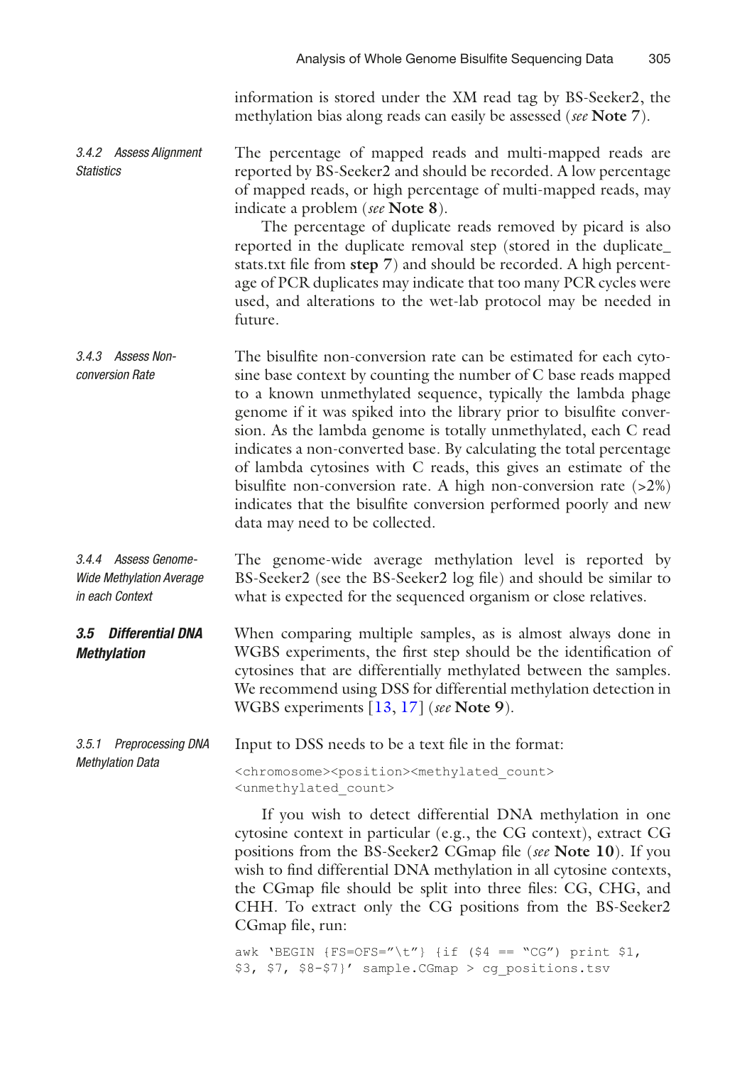information is stored under the XM read tag by BS-Seeker2, the methylation bias along reads can easily be assessed (*see* **Note 7**).

#### 3.4.2 Assess Alignment Statistics

The percentage of mapped reads and multi-mapped reads are reported by BS-Seeker2 and should be recorded. A low percentage of mapped reads, or high percentage of multi-mapped reads, may indicate a problem (*see* **Note 8**).

The percentage of duplicate reads removed by picard is also reported in the duplicate removal step (stored in the duplicate_stats.txt file from **step 7**) and should be recorded. A high percentage of PCR duplicates may indicate that too many PCR cycles were used, and alterations to the wet-lab protocol may be needed in future.

#### 3.4.3 Assess Non-conversion Rate

The bisulfite non-conversion rate can be estimated for each cytosine base context by counting the number of C base reads mapped to a known unmethylated sequence, typically the lambda phage genome if it was spiked into the library prior to bisulfite conversion. As the lambda genome is totally unmethylated, each C read indicates a non-converted base. By calculating the total percentage of lambda cytosines with C reads, this gives an estimate of the bisulfite non-conversion rate. A high non-conversion rate (>2%) indicates that the bisulfite conversion performed poorly and new data may need to be collected.

#### 3.4.4 Assess Genome-Wide Methylation Average in each Context

The genome-wide average methylation level is reported by BS-Seeker2 (see the BS-Seeker2 log file) and should be similar to what is expected for the sequenced organism or close relatives.

### 3.5 Differential DNA Methylation

When comparing multiple samples, as is almost always done in WGBS experiments, the first step should be the identification of cytosines that are differentially methylated between the samples. We recommend using DSS for differential methylation detection in WGBS experiments [13, 17] (*see* **Note 9**).

#### 3.5.1 Preprocessing DNA Methylation Data

Input to DSS needs to be a text file in the format:

```
<chromosome><position><methylated_count>
<unmethylated_count>
```

If you wish to detect differential DNA methylation in one cytosine context in particular (e.g., the CG context), extract CG positions from the BS-Seeker2 CGmap file (*see* **Note 10**). If you wish to find differential DNA methylation in all cytosine contexts, the CGmap file should be split into three files: CG, CHG, and CHH. To extract only the CG positions from the BS-Seeker2 CGmap file, run:

```
awk 'BEGIN {FS=OFS="\t"} {if ($4 == "CG") print $1,
$3, $7, $8-$7}' sample.CGmap > cg_positions.tsv
```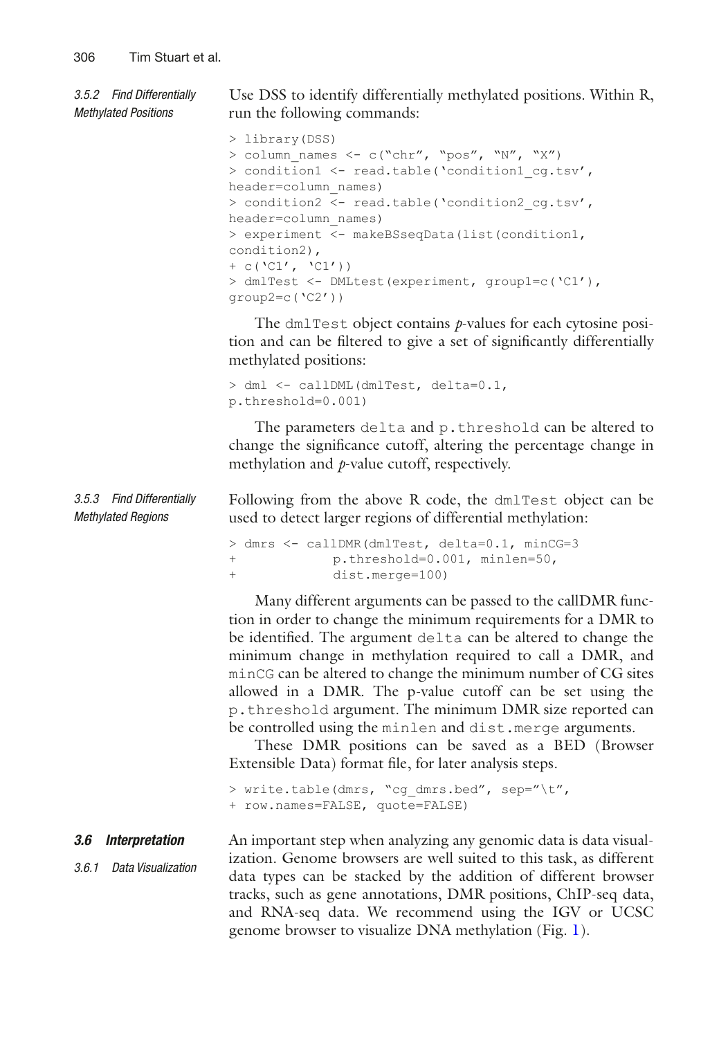#### 3.5.2 Find Differentially Methylated Positions

Use DSS to identify differentially methylated positions. Within R, run the following commands:

```
> library(DSS)
> column_names <- c("chr", "pos", "N", "X")
> condition1 <- read.table('condition1_cg.tsv',
header=column_names)
> condition2 <- read.table('condition2_cg.tsv',
header=column_names)
> experiment <- makeBSseqData(list(condition1,
condition2),
+ c('C1', 'C1'))
> dmlTest <- DMLtest(experiment, group1=c('C1'),
group2=c('C2'))
```

The `dmlTest` object contains *p*-values for each cytosine position and can be filtered to give a set of significantly differentially methylated positions:

```
> dml <- callDML(dmlTest, delta=0.1,
p.threshold=0.001)
```

The parameters `delta` and `p.threshold` can be altered to change the significance cutoff, altering the percentage change in methylation and *p*-value cutoff, respectively.

#### 3.5.3 Find Differentially Methylated Regions

Following from the above R code, the `dmlTest` object can be used to detect larger regions of differential methylation:

```
> dmrs <- callDMR(dmlTest, delta=0.1, minCG=3
+            p.threshold=0.001, minlen=50,
+            dist.merge=100)
```

Many different arguments can be passed to the callDMR function in order to change the minimum requirements for a DMR to be identified. The argument `delta` can be altered to change the minimum change in methylation required to call a DMR, and `minCG` can be altered to change the minimum number of CG sites allowed in a DMR. The p-value cutoff can be set using the `p.threshold` argument. The minimum DMR size reported can be controlled using the `minlen` and `dist.merge` arguments.

These DMR positions can be saved as a BED (Browser Extensible Data) format file, for later analysis steps.

```
> write.table(dmrs, "cg_dmrs.bed", sep="\t",
+ row.names=FALSE, quote=FALSE)
```

### 3.6 Interpretation

#### 3.6.1 Data Visualization

An important step when analyzing any genomic data is data visualization. Genome browsers are well suited to this task, as different data types can be stacked by the addition of different browser tracks, such as gene annotations, DMR positions, ChIP-seq data, and RNA-seq data. We recommend using the IGV or UCSC genome browser to visualize DNA methylation (Fig. 1).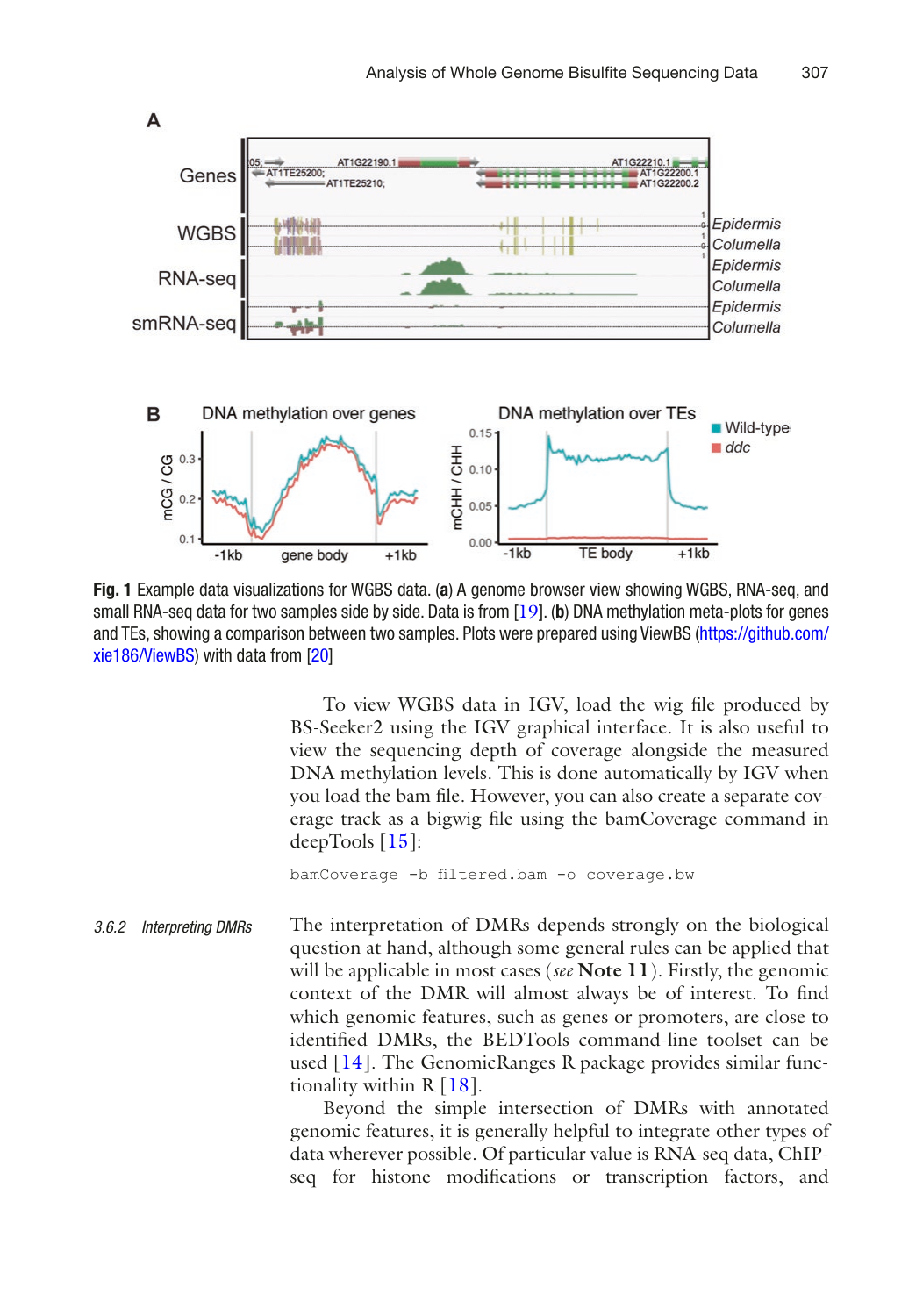**Fig. 1** Example data visualizations for WGBS data. (**a**) A genome browser view showing WGBS, RNA-seq, and small RNA-seq data for two samples side by side. Data is from [19]. (**b**) DNA methylation meta-plots for genes and TEs, showing a comparison between two samples. Plots were prepared using ViewBS (https://github.com/xie186/ViewBS) with data from [20]

To view WGBS data in IGV, load the wig file produced by BS-Seeker2 using the IGV graphical interface. It is also useful to view the sequencing depth of coverage alongside the measured DNA methylation levels. This is done automatically by IGV when you load the bam file. However, you can also create a separate coverage track as a bigwig file using the bamCoverage command in deepTools [15]:

```
bamCoverage -b filtered.bam -o coverage.bw
```

#### 3.6.2 Interpreting DMRs

The interpretation of DMRs depends strongly on the biological question at hand, although some general rules can be applied that will be applicable in most cases (*see* **Note 11**). Firstly, the genomic context of the DMR will almost always be of interest. To find which genomic features, such as genes or promoters, are close to identified DMRs, the BEDTools command-line toolset can be used [14]. The GenomicRanges R package provides similar functionality within R [18].

Beyond the simple intersection of DMRs with annotated genomic features, it is generally helpful to integrate other types of data wherever possible. Of particular value is RNA-seq data, ChIP-seq for histone modifications or transcription factors, and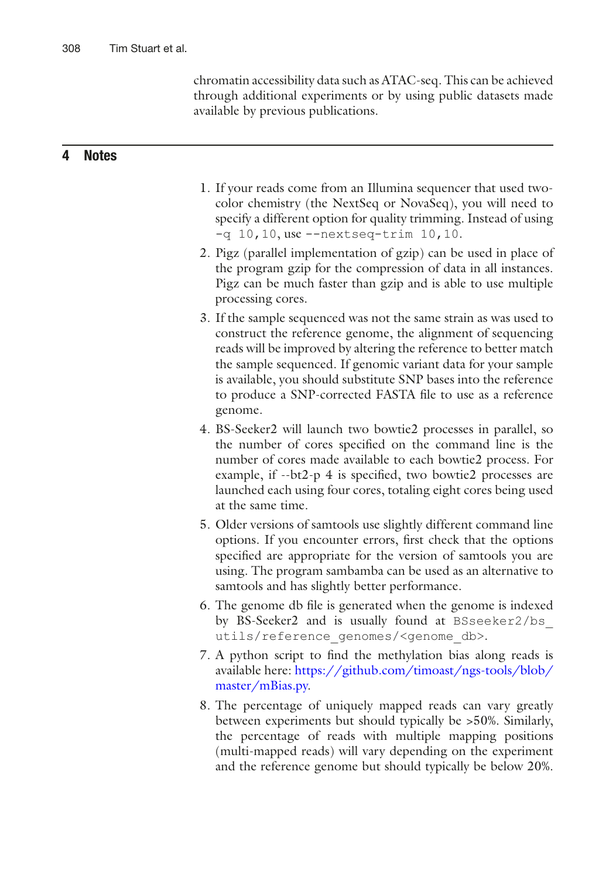chromatin accessibility data such as ATAC-seq. This can be achieved through additional experiments or by using public datasets made available by previous publications.

## 4 Notes

1. If your reads come from an Illumina sequencer that used two-color chemistry (the NextSeq or NovaSeq), you will need to specify a different option for quality trimming. Instead of using `-q 10,10`, use `--nextseq-trim 10,10`.
2. Pigz (parallel implementation of gzip) can be used in place of the program gzip for the compression of data in all instances. Pigz can be much faster than gzip and is able to use multiple processing cores.
3. If the sample sequenced was not the same strain as was used to construct the reference genome, the alignment of sequencing reads will be improved by altering the reference to better match the sample sequenced. If genomic variant data for your sample is available, you should substitute SNP bases into the reference to produce a SNP-corrected FASTA file to use as a reference genome.
4. BS-Seeker2 will launch two bowtie2 processes in parallel, so the number of cores specified on the command line is the number of cores made available to each bowtie2 process. For example, if --bt2-p 4 is specified, two bowtie2 processes are launched each using four cores, totaling eight cores being used at the same time.
5. Older versions of samtools use slightly different command line options. If you encounter errors, first check that the options specified are appropriate for the version of samtools you are using. The program sambamba can be used as an alternative to samtools and has slightly better performance.
6. The genome db file is generated when the genome is indexed by BS-Seeker2 and is usually found at `BSseeker2/bs_utils/reference_genomes/<genome_db>`.
7. A python script to find the methylation bias along reads is available here: https://github.com/timoast/ngs-tools/blob/master/mBias.py.
8. The percentage of uniquely mapped reads can vary greatly between experiments but should typically be >50%. Similarly, the percentage of reads with multiple mapping positions (multi-mapped reads) will vary depending on the experiment and the reference genome but should typically be below 20%.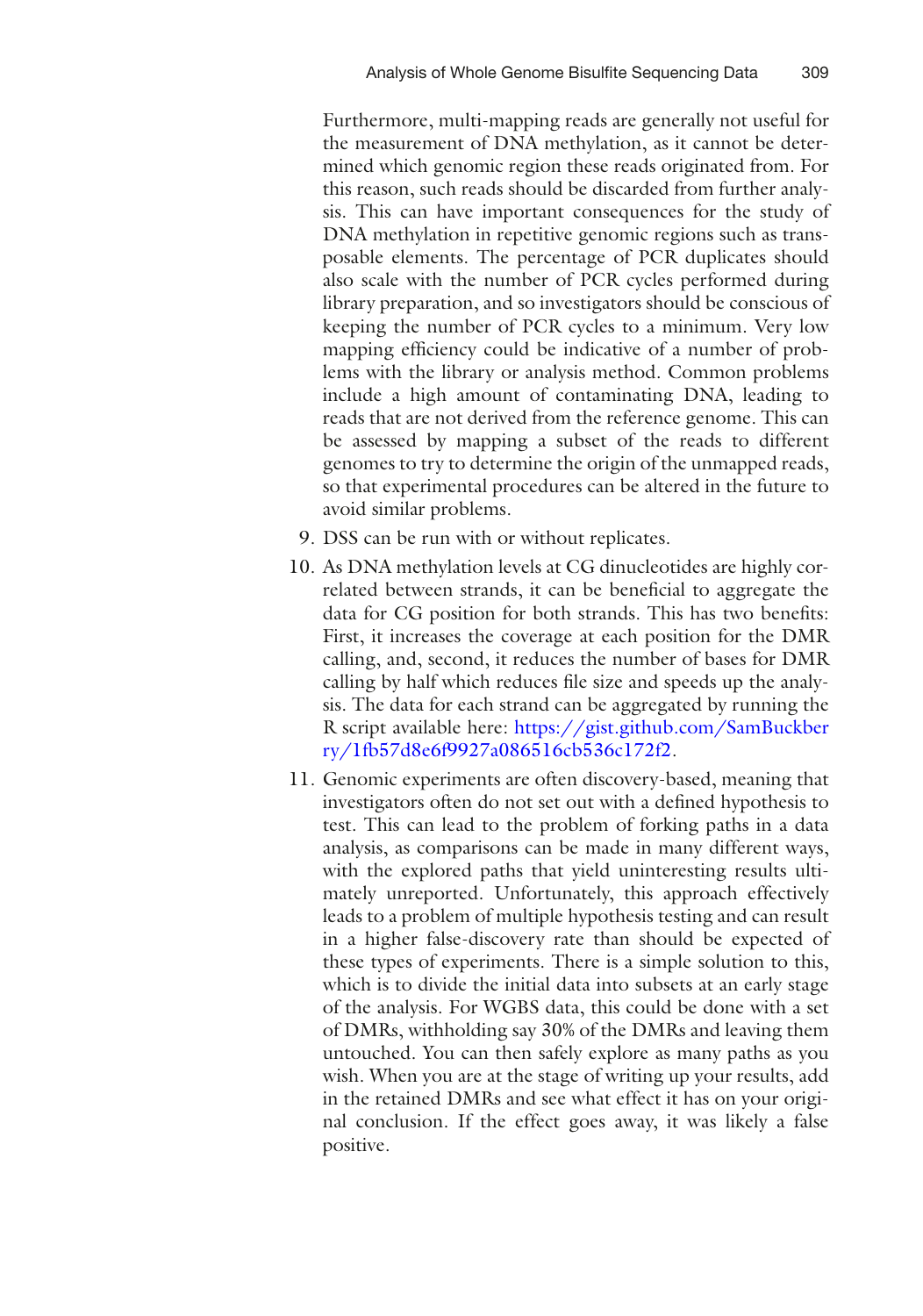Furthermore, multi-mapping reads are generally not useful for the measurement of DNA methylation, as it cannot be determined which genomic region these reads originated from. For this reason, such reads should be discarded from further analysis. This can have important consequences for the study of DNA methylation in repetitive genomic regions such as transposable elements. The percentage of PCR duplicates should also scale with the number of PCR cycles performed during library preparation, and so investigators should be conscious of keeping the number of PCR cycles to a minimum. Very low mapping efficiency could be indicative of a number of problems with the library or analysis method. Common problems include a high amount of contaminating DNA, leading to reads that are not derived from the reference genome. This can be assessed by mapping a subset of the reads to different genomes to try to determine the origin of the unmapped reads, so that experimental procedures can be altered in the future to avoid similar problems.

9. DSS can be run with or without replicates.
10. As DNA methylation levels at CG dinucleotides are highly correlated between strands, it can be beneficial to aggregate the data for CG position for both strands. This has two benefits: First, it increases the coverage at each position for the DMR calling, and, second, it reduces the number of bases for DMR calling by half which reduces file size and speeds up the analysis. The data for each strand can be aggregated by running the R script available here: https://gist.github.com/SamBuckberry/1fb57d8e6f9927a086516cb536c172f2.
11. Genomic experiments are often discovery-based, meaning that investigators often do not set out with a defined hypothesis to test. This can lead to the problem of forking paths in a data analysis, as comparisons can be made in many different ways, with the explored paths that yield uninteresting results ultimately unreported. Unfortunately, this approach effectively leads to a problem of multiple hypothesis testing and can result in a higher false-discovery rate than should be expected of these types of experiments. There is a simple solution to this, which is to divide the initial data into subsets at an early stage of the analysis. For WGBS data, this could be done with a set of DMRs, withholding say 30% of the DMRs and leaving them untouched. You can then safely explore as many paths as you wish. When you are at the stage of writing up your results, add in the retained DMRs and see what effect it has on your original conclusion. If the effect goes away, it was likely a false positive.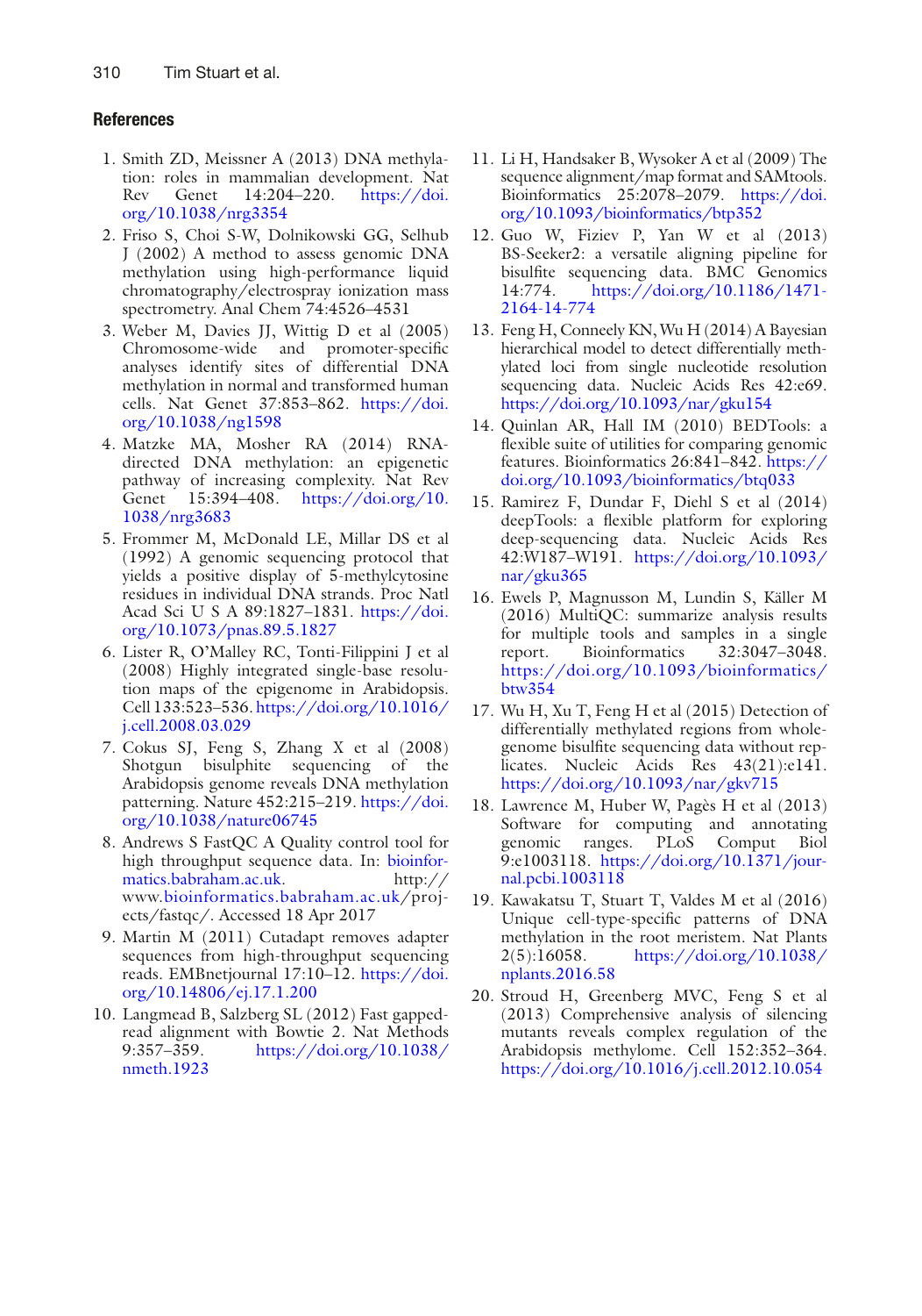## References

1. Smith ZD, Meissner A (2013) DNA methylation: roles in mammalian development. Nat Rev Genet 14:204–220. https://doi.org/10.1038/nrg3354
2. Friso S, Choi S-W, Dolnikowski GG, Selhub J (2002) A method to assess genomic DNA methylation using high-performance liquid chromatography/electrospray ionization mass spectrometry. Anal Chem 74:4526–4531
3. Weber M, Davies JJ, Wittig D et al (2005) Chromosome-wide and promoter-specific analyses identify sites of differential DNA methylation in normal and transformed human cells. Nat Genet 37:853–862. https://doi.org/10.1038/ng1598
4. Matzke MA, Mosher RA (2014) RNA-directed DNA methylation: an epigenetic pathway of increasing complexity. Nat Rev Genet 15:394–408. https://doi.org/10.1038/nrg3683
5. Frommer M, McDonald LE, Millar DS et al (1992) A genomic sequencing protocol that yields a positive display of 5-methylcytosine residues in individual DNA strands. Proc Natl Acad Sci U S A 89:1827–1831. https://doi.org/10.1073/pnas.89.5.1827
6. Lister R, O'Malley RC, Tonti-Filippini J et al (2008) Highly integrated single-base resolution maps of the epigenome in Arabidopsis. Cell 133:523–536. https://doi.org/10.1016/j.cell.2008.03.029
7. Cokus SJ, Feng S, Zhang X et al (2008) Shotgun bisulphite sequencing of the Arabidopsis genome reveals DNA methylation patterning. Nature 452:215–219. https://doi.org/10.1038/nature06745
8. Andrews S FastQC A Quality control tool for high throughput sequence data. In: bioinformatics.babraham.ac.uk. http://www.bioinformatics.babraham.ac.uk/projects/fastqc/. Accessed 18 Apr 2017
9. Martin M (2011) Cutadapt removes adapter sequences from high-throughput sequencing reads. EMBnetjournal 17:10–12. https://doi.org/10.14806/ej.17.1.200
10. Langmead B, Salzberg SL (2012) Fast gapped-read alignment with Bowtie 2. Nat Methods 9:357–359. https://doi.org/10.1038/nmeth.1923
11. Li H, Handsaker B, Wysoker A et al (2009) The sequence alignment/map format and SAMtools. Bioinformatics 25:2078–2079. https://doi.org/10.1093/bioinformatics/btp352
12. Guo W, Fiziev P, Yan W et al (2013) BS-Seeker2: a versatile aligning pipeline for bisulfite sequencing data. BMC Genomics 14:774. https://doi.org/10.1186/1471-2164-14-774
13. Feng H, Conneely KN, Wu H (2014) A Bayesian hierarchical model to detect differentially methylated loci from single nucleotide resolution sequencing data. Nucleic Acids Res 42:e69. https://doi.org/10.1093/nar/gku154
14. Quinlan AR, Hall IM (2010) BEDTools: a flexible suite of utilities for comparing genomic features. Bioinformatics 26:841–842. https://doi.org/10.1093/bioinformatics/btq033
15. Ramirez F, Dundar F, Diehl S et al (2014) deepTools: a flexible platform for exploring deep-sequencing data. Nucleic Acids Res 42:W187–W191. https://doi.org/10.1093/nar/gku365
16. Ewels P, Magnusson M, Lundin S, Käller M (2016) MultiQC: summarize analysis results for multiple tools and samples in a single report. Bioinformatics 32:3047–3048. https://doi.org/10.1093/bioinformatics/btw354
17. Wu H, Xu T, Feng H et al (2015) Detection of differentially methylated regions from whole-genome bisulfite sequencing data without replicates. Nucleic Acids Res 43(21):e141. https://doi.org/10.1093/nar/gkv715
18. Lawrence M, Huber W, Pagès H et al (2013) Software for computing and annotating genomic ranges. PLoS Comput Biol 9:e1003118. https://doi.org/10.1371/journal.pcbi.1003118
19. Kawakatsu T, Stuart T, Valdes M et al (2016) Unique cell-type-specific patterns of DNA methylation in the root meristem. Nat Plants 2(5):16058. https://doi.org/10.1038/nplants.2016.58
20. Stroud H, Greenberg MVC, Feng S et al (2013) Comprehensive analysis of silencing mutants reveals complex regulation of the Arabidopsis methylome. Cell 152:352–364. https://doi.org/10.1016/j.cell.2012.10.054